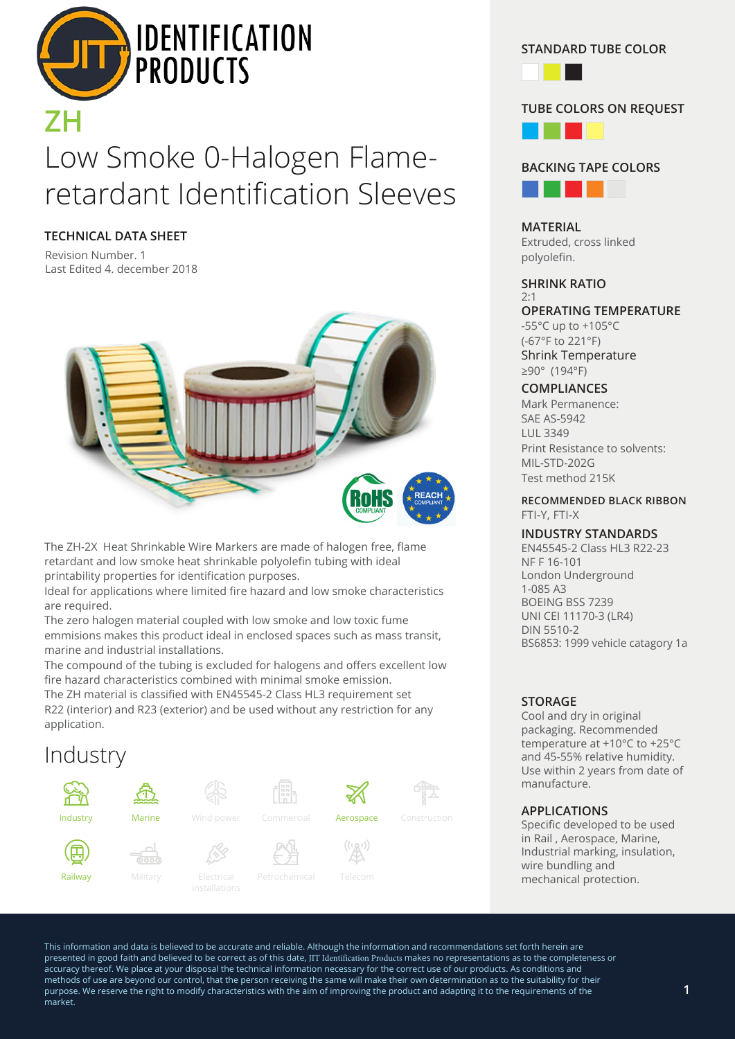# ZH

## Low Smoke 0-Halogen Flame-retardant Identification Sleeves

### TECHNICAL DATA SHEET

Revision Number. 1
Last Edited 4. december 2018

The ZH-2X Heat Shrinkable Wire Markers are made of halogen free, flame retardant and low smoke heat shrinkable polyolefin tubing with ideal printability properties for identification purposes.
Ideal for applications where limited fire hazard and low smoke characteristics are required.
The zero halogen material coupled with low smoke and low toxic fume emmisions makes this product ideal in enclosed spaces such as mass transit, marine and industrial installations.
The compound of the tubing is excluded for halogens and offers excellent low fire hazard characteristics combined with minimal smoke emission.
The ZH material is classified with EN45545-2 Class HL3 requirement set R22 (interior) and R23 (exterior) and be used without any restriction for any application.

## Industry

Industry, Marine, Wind power, Commercial, Aerospace, Construction, Railway, Military, Electrical installations, Petrochemical, Telecom

### STANDARD TUBE COLOR

### TUBE COLORS ON REQUEST

### BACKING TAPE COLORS

### MATERIAL

Extruded, cross linked polyolefin.

### SHRINK RATIO

2:1

### OPERATING TEMPERATURE

-55°C up to +105°C
(-67°F to 221°F)

### Shrink Temperature

≥90° (194°F)

### COMPLIANCES

Mark Permanence:
SAE AS-5942
LUL 3349
Print Resistance to solvents:
MIL-STD-202G
Test method 215K

### RECOMMENDED BLACK RIBBON

FTI-Y, FTI-X

### INDUSTRY STANDARDS

EN45545-2 Class HL3 R22-23
NF F 16-101
London Underground
1-085 A3
BOEING BSS 7239
UNI CEI 11170-3 (LR4)
DIN 5510-2
BS6853: 1999 vehicle catagory 1a

### STORAGE

Cool and dry in original packaging. Recommended temperature at +10°C to +25°C and 45-55% relative humidity. Use within 2 years from date of manufacture.

### APPLICATIONS

Specific developed to be used in Rail , Aerospace, Marine, Industrial marking, insulation, wire bundling and mechanical protection.

This information and data is believed to be accurate and reliable. Although the information and recommendations set forth herein are presented in good faith and believed to be correct as of this date, JIT Identification Products makes no representations as to the completeness or accuracy thereof. We place at your disposal the technical information necessary for the correct use of our products. As conditions and methods of use are beyond our control, that the person receiving the same will make their own determination as to the suitability for their purpose. We reserve the right to modify characteristics with the aim of improving the product and adapting it to the requirements of the market.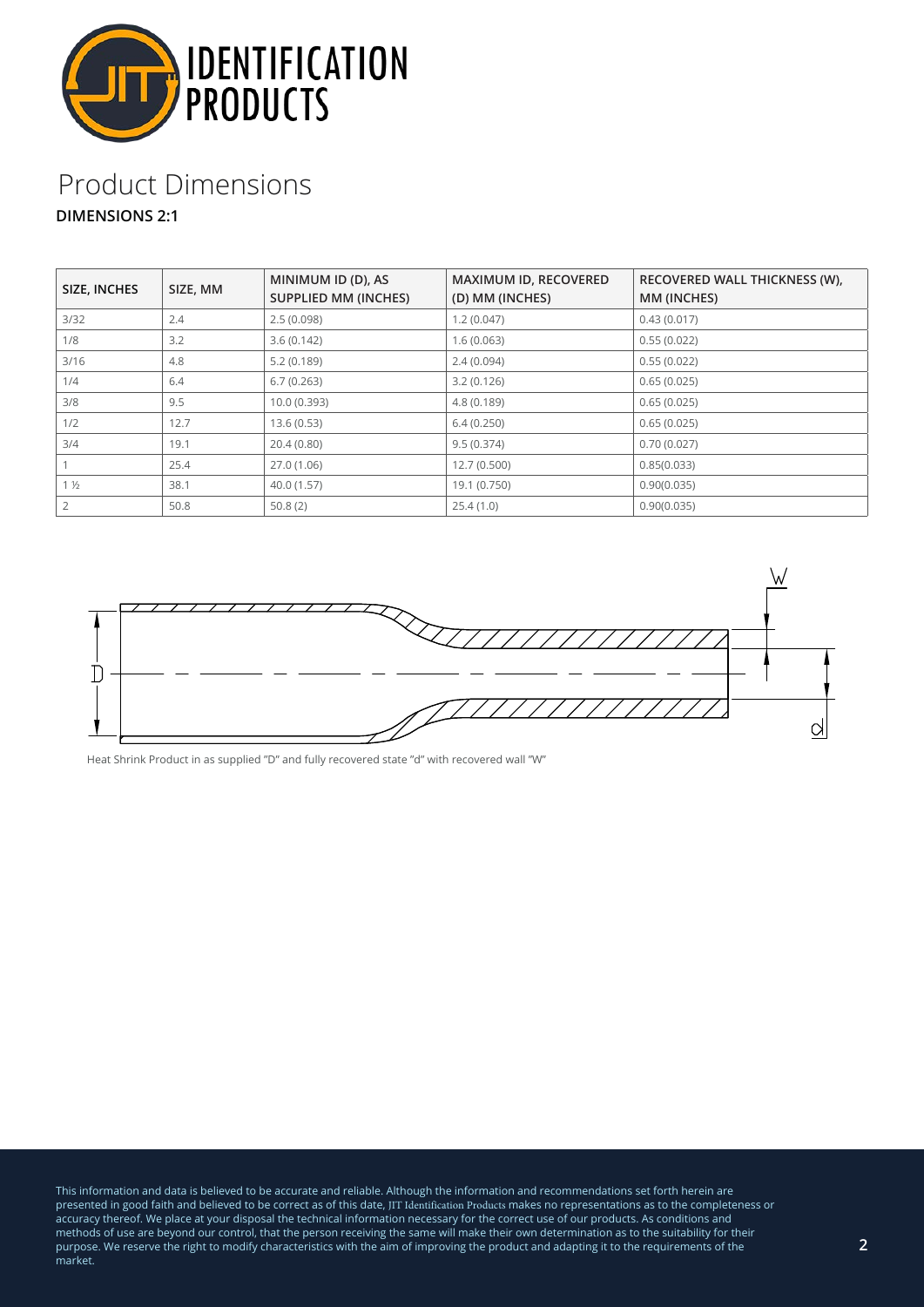# Product Dimensions

**DIMENSIONS 2:1**

| SIZE, INCHES | SIZE, MM | MINIMUM ID (D), AS SUPPLIED MM (INCHES) | MAXIMUM ID, RECOVERED (D) MM (INCHES) | RECOVERED WALL THICKNESS (W), MM (INCHES) |
|---|---|---|---|---|
| 3/32 | 2.4 | 2.5 (0.098) | 1.2 (0.047) | 0.43 (0.017) |
| 1/8 | 3.2 | 3.6 (0.142) | 1.6 (0.063) | 0.55 (0.022) |
| 3/16 | 4.8 | 5.2 (0.189) | 2.4 (0.094) | 0.55 (0.022) |
| 1/4 | 6.4 | 6.7 (0.263) | 3.2 (0.126) | 0.65 (0.025) |
| 3/8 | 9.5 | 10.0 (0.393) | 4.8 (0.189) | 0.65 (0.025) |
| 1/2 | 12.7 | 13.6 (0.53) | 6.4 (0.250) | 0.65 (0.025) |
| 3/4 | 19.1 | 20.4 (0.80) | 9.5 (0.374) | 0.70 (0.027) |
| 1 | 25.4 | 27.0 (1.06) | 12.7 (0.500) | 0.85(0.033) |
| 1 ½ | 38.1 | 40.0 (1.57) | 19.1 (0.750) | 0.90(0.035) |
| 2 | 50.8 | 50.8 (2) | 25.4 (1.0) | 0.90(0.035) |

Heat Shrink Product in as supplied "D" and fully recovered state "d" with recovered wall "W"

This information and data is believed to be accurate and reliable. Although the information and recommendations set forth herein are presented in good faith and believed to be correct as of this date, JIT Identification Products makes no representations as to the completeness or accuracy thereof. We place at your disposal the technical information necessary for the correct use of our products. As conditions and methods of use are beyond our control, that the person receiving the same will make their own determination as to the suitability for their purpose. We reserve the right to modify characteristics with the aim of improving the product and adapting it to the requirements of the market.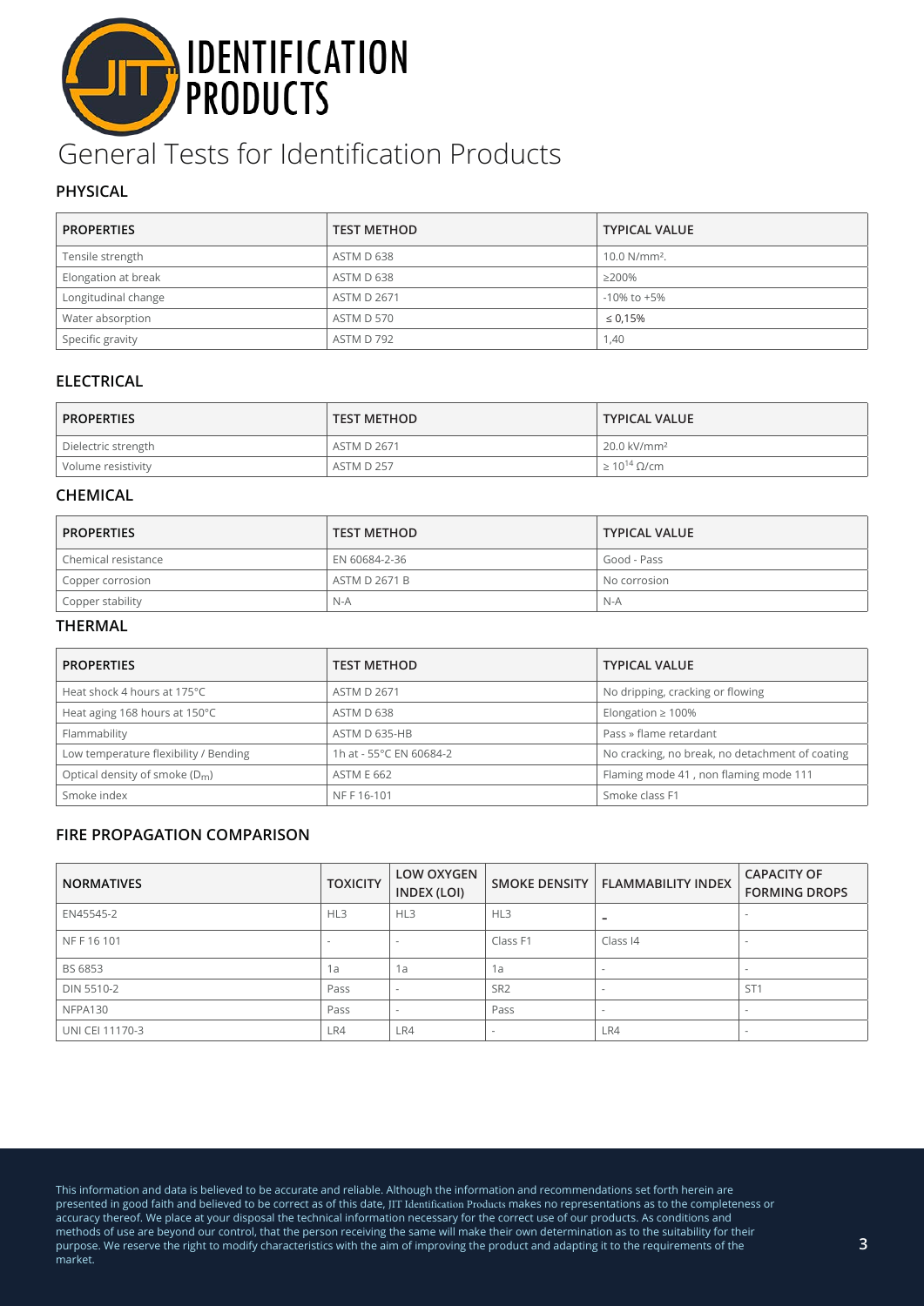IDENTIFICATION PRODUCTS

# General Tests for Identification Products

## PHYSICAL

| PROPERTIES | TEST METHOD | TYPICAL VALUE |
|---|---|---|
| Tensile strength | ASTM D 638 | 10.0 N/mm². |
| Elongation at break | ASTM D 638 | ≥200% |
| Longitudinal change | ASTM D 2671 | -10% to +5% |
| Water absorption | ASTM D 570 | ≤ 0,15% |
| Specific gravity | ASTM D 792 | 1,40 |

## ELECTRICAL

| PROPERTIES | TEST METHOD | TYPICAL VALUE |
|---|---|---|
| Dielectric strength | ASTM D 2671 | 20.0 kV/mm² |
| Volume resistivity | ASTM D 257 | ≥ $10^{14}$ Ω/cm |

## CHEMICAL

| PROPERTIES | TEST METHOD | TYPICAL VALUE |
|---|---|---|
| Chemical resistance | EN 60684-2-36 | Good - Pass |
| Copper corrosion | ASTM D 2671 B | No corrosion |
| Copper stability | N-A | N-A |

## THERMAL

| PROPERTIES | TEST METHOD | TYPICAL VALUE |
|---|---|---|
| Heat shock 4 hours at 175°C | ASTM D 2671 | No dripping, cracking or flowing |
| Heat aging 168 hours at 150°C | ASTM D 638 | Elongation ≥ 100% |
| Flammability | ASTM D 635-HB | Pass » flame retardant |
| Low temperature flexibility / Bending | 1h at - 55°C EN 60684-2 | No cracking, no break, no detachment of coating |
| Optical density of smoke ($D_m$) | ASTM E 662 | Flaming mode 41 , non flaming mode 111 |
| Smoke index | NF F 16-101 | Smoke class F1 |

## FIRE PROPAGATION COMPARISON

| NORMATIVES | TOXICITY | LOW OXYGEN INDEX (LOI) | SMOKE DENSITY | FLAMMABILITY INDEX | CAPACITY OF FORMING DROPS |
|---|---|---|---|---|---|
| EN45545-2 | HL3 | HL3 | HL3 | - | - |
| NF F 16 101 | - | - | Class F1 | Class I4 | - |
| BS 6853 | 1a | 1a | 1a | - | - |
| DIN 5510-2 | Pass | - | SR2 | - | ST1 |
| NFPA130 | Pass | - | Pass | - | - |
| UNI CEI 11170-3 | LR4 | LR4 | - | LR4 | - |

This information and data is believed to be accurate and reliable. Although the information and recommendations set forth herein are presented in good faith and believed to be correct as of this date, JIT Identification Products makes no representations as to the completeness or accuracy thereof. We place at your disposal the technical information necessary for the correct use of our products. As conditions and methods of use are beyond our control, that the person receiving the same will make their own determination as to the suitability for their purpose. We reserve the right to modify characteristics with the aim of improving the product and adapting it to the requirements of the market.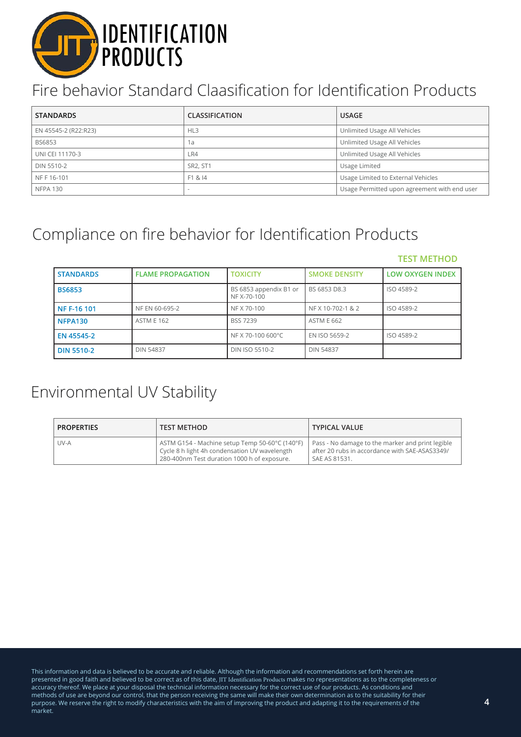# Fire behavior Standard Claasification for Identification Products

| STANDARDS | CLASSIFICATION | USAGE |
|---|---|---|
| EN 45545-2 (R22:R23) | HL3 | Unlimited Usage All Vehicles |
| BS6853 | 1a | Unlimited Usage All Vehicles |
| UNI CEI 11170-3 | LR4 | Unlimited Usage All Vehicles |
| DIN 5510-2 | SR2, ST1 | Usage Limited |
| NF F 16-101 | F1 & I4 | Usage Limited to External Vehicles |
| NFPA 130 | - | Usage Permitted upon agreement with end user |

# Compliance on fire behavior for Identification Products

TEST METHOD

| STANDARDS | FLAME PROPAGATION | TOXICITY | SMOKE DENSITY | LOW OXYGEN INDEX |
|---|---|---|---|---|
| BS6853 | | BS 6853 appendix B1 or NF X-70-100 | BS 6853 D8.3 | ISO 4589-2 |
| NF F-16 101 | NF EN 60-695-2 | NF X 70-100 | NF X 10-702-1 & 2 | ISO 4589-2 |
| NFPA130 | ASTM E 162 | BSS 7239 | ASTM E 662 | |
| EN 45545-2 | | NF X 70-100 600°C | EN ISO 5659-2 | ISO 4589-2 |
| DIN 5510-2 | DIN 54837 | DIN ISO 5510-2 | DIN 54837 | |

# Environmental UV Stability

| PROPERTIES | TEST METHOD | TYPICAL VALUE |
|---|---|---|
| UV-A | ASTM G154 - Machine setup Temp 50-60°C (140°F) Cycle 8 h light 4h condensation UV wavelength 280-400nm Test duration 1000 h of exposure. | Pass - No damage to the marker and print legible after 20 rubs in accordance with SAE-ASAS3349/ SAE AS 81531. |

This information and data is believed to be accurate and reliable. Although the information and recommendations set forth herein are presented in good faith and believed to be correct as of this date, JIT Identification Products makes no representations as to the completeness or accuracy thereof. We place at your disposal the technical information necessary for the correct use of our products. As conditions and methods of use are beyond our control, that the person receiving the same will make their own determination as to the suitability for their purpose. We reserve the right to modify characteristics with the aim of improving the product and adapting it to the requirements of the market.